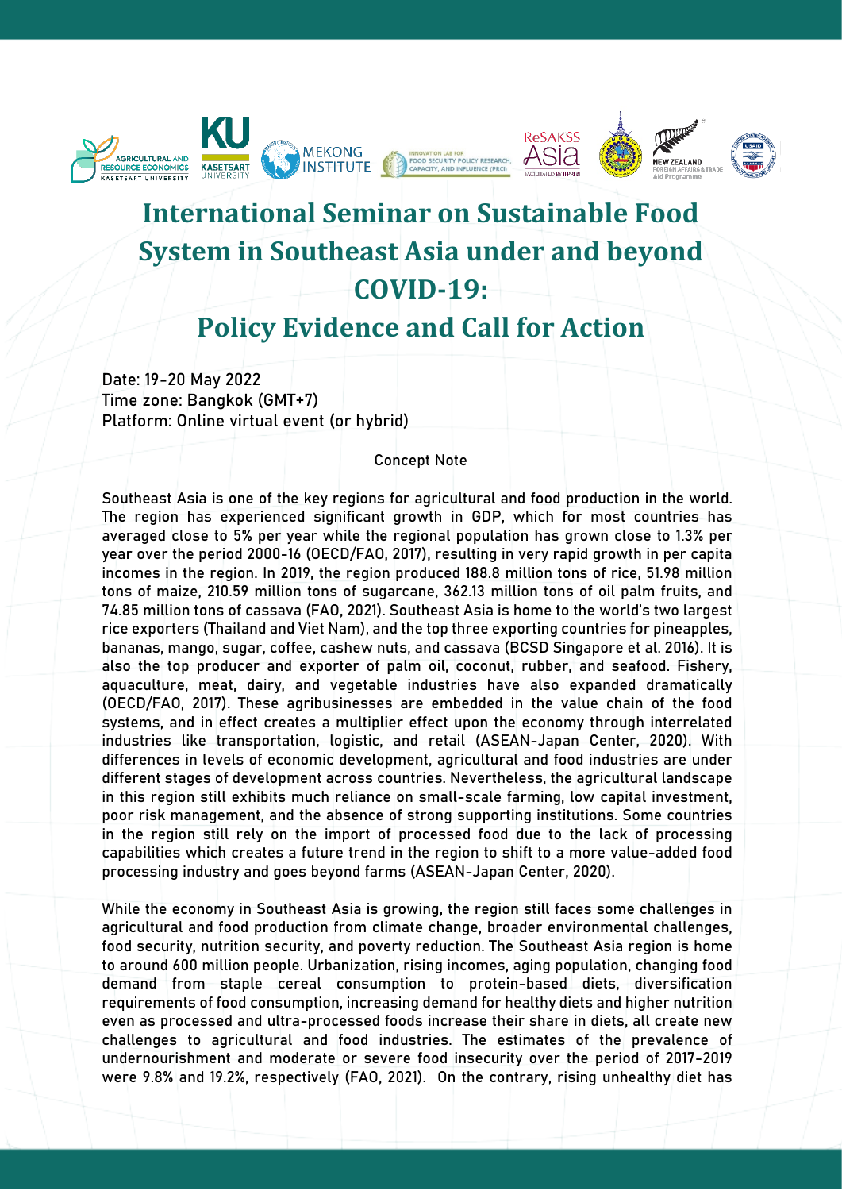# International Seminar on Sustainable Food System in Southeast Asia under and beyond COVID-19:

# Policy Evidence and Call for Action

Date: 19-20 May 2022
Time zone: Bangkok (GMT+7)
Platform: Online virtual event (or hybrid)

## Concept Note

Southeast Asia is one of the key regions for agricultural and food production in the world. The region has experienced significant growth in GDP, which for most countries has averaged close to 5% per year while the regional population has grown close to 1.3% per year over the period 2000-16 (OECD/FAO, 2017), resulting in very rapid growth in per capita incomes in the region. In 2019, the region produced 188.8 million tons of rice, 51.98 million tons of maize, 210.59 million tons of sugarcane, 362.13 million tons of oil palm fruits, and 74.85 million tons of cassava (FAO, 2021). Southeast Asia is home to the world's two largest rice exporters (Thailand and Viet Nam), and the top three exporting countries for pineapples, bananas, mango, sugar, coffee, cashew nuts, and cassava (BCSD Singapore et al. 2016). It is also the top producer and exporter of palm oil, coconut, rubber, and seafood. Fishery, aquaculture, meat, dairy, and vegetable industries have also expanded dramatically (OECD/FAO, 2017). These agribusinesses are embedded in the value chain of the food systems, and in effect creates a multiplier effect upon the economy through interrelated industries like transportation, logistic, and retail (ASEAN-Japan Center, 2020). With differences in levels of economic development, agricultural and food industries are under different stages of development across countries. Nevertheless, the agricultural landscape in this region still exhibits much reliance on small-scale farming, low capital investment, poor risk management, and the absence of strong supporting institutions. Some countries in the region still rely on the import of processed food due to the lack of processing capabilities which creates a future trend in the region to shift to a more value-added food processing industry and goes beyond farms (ASEAN-Japan Center, 2020).

While the economy in Southeast Asia is growing, the region still faces some challenges in agricultural and food production from climate change, broader environmental challenges, food security, nutrition security, and poverty reduction. The Southeast Asia region is home to around 600 million people. Urbanization, rising incomes, aging population, changing food demand from staple cereal consumption to protein-based diets, diversification requirements of food consumption, increasing demand for healthy diets and higher nutrition even as processed and ultra-processed foods increase their share in diets, all create new challenges to agricultural and food industries. The estimates of the prevalence of undernourishment and moderate or severe food insecurity over the period of 2017-2019 were 9.8% and 19.2%, respectively (FAO, 2021). On the contrary, rising unhealthy diet has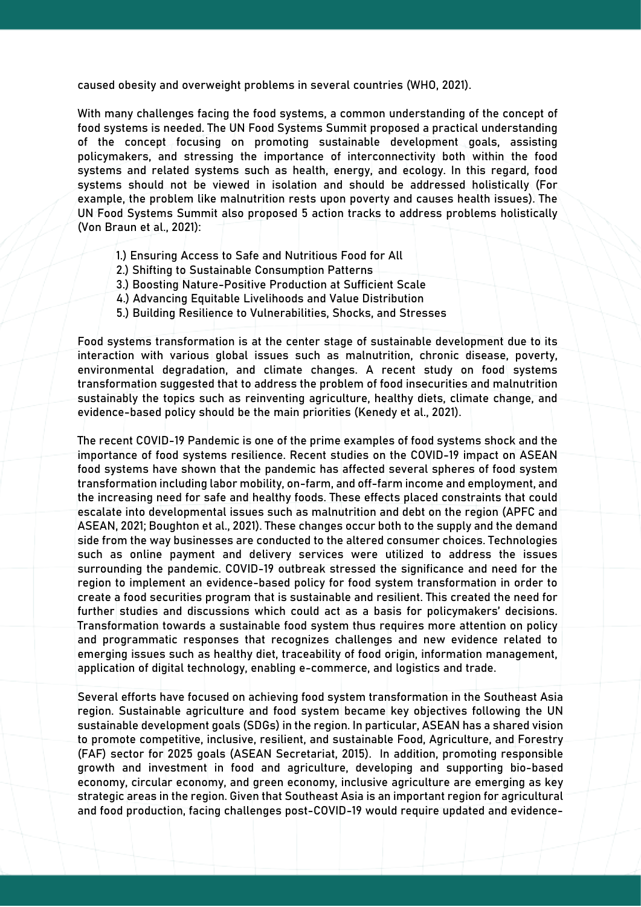caused obesity and overweight problems in several countries (WHO, 2021).

With many challenges facing the food systems, a common understanding of the concept of food systems is needed. The UN Food Systems Summit proposed a practical understanding of the concept focusing on promoting sustainable development goals, assisting policymakers, and stressing the importance of interconnectivity both within the food systems and related systems such as health, energy, and ecology. In this regard, food systems should not be viewed in isolation and should be addressed holistically (For example, the problem like malnutrition rests upon poverty and causes health issues). The UN Food Systems Summit also proposed 5 action tracks to address problems holistically (Von Braun et al., 2021):

1.) Ensuring Access to Safe and Nutritious Food for All
2.) Shifting to Sustainable Consumption Patterns
3.) Boosting Nature-Positive Production at Sufficient Scale
4.) Advancing Equitable Livelihoods and Value Distribution
5.) Building Resilience to Vulnerabilities, Shocks, and Stresses

Food systems transformation is at the center stage of sustainable development due to its interaction with various global issues such as malnutrition, chronic disease, poverty, environmental degradation, and climate changes. A recent study on food systems transformation suggested that to address the problem of food insecurities and malnutrition sustainably the topics such as reinventing agriculture, healthy diets, climate change, and evidence-based policy should be the main priorities (Kenedy et al., 2021).

The recent COVID-19 Pandemic is one of the prime examples of food systems shock and the importance of food systems resilience. Recent studies on the COVID-19 impact on ASEAN food systems have shown that the pandemic has affected several spheres of food system transformation including labor mobility, on-farm, and off-farm income and employment, and the increasing need for safe and healthy foods. These effects placed constraints that could escalate into developmental issues such as malnutrition and debt on the region (APFC and ASEAN, 2021; Boughton et al., 2021). These changes occur both to the supply and the demand side from the way businesses are conducted to the altered consumer choices. Technologies such as online payment and delivery services were utilized to address the issues surrounding the pandemic. COVID-19 outbreak stressed the significance and need for the region to implement an evidence-based policy for food system transformation in order to create a food securities program that is sustainable and resilient. This created the need for further studies and discussions which could act as a basis for policymakers' decisions. Transformation towards a sustainable food system thus requires more attention on policy and programmatic responses that recognizes challenges and new evidence related to emerging issues such as healthy diet, traceability of food origin, information management, application of digital technology, enabling e-commerce, and logistics and trade.

Several efforts have focused on achieving food system transformation in the Southeast Asia region. Sustainable agriculture and food system became key objectives following the UN sustainable development goals (SDGs) in the region. In particular, ASEAN has a shared vision to promote competitive, inclusive, resilient, and sustainable Food, Agriculture, and Forestry (FAF) sector for 2025 goals (ASEAN Secretariat, 2015). In addition, promoting responsible growth and investment in food and agriculture, developing and supporting bio-based economy, circular economy, and green economy, inclusive agriculture are emerging as key strategic areas in the region. Given that Southeast Asia is an important region for agricultural and food production, facing challenges post-COVID-19 would require updated and evidence-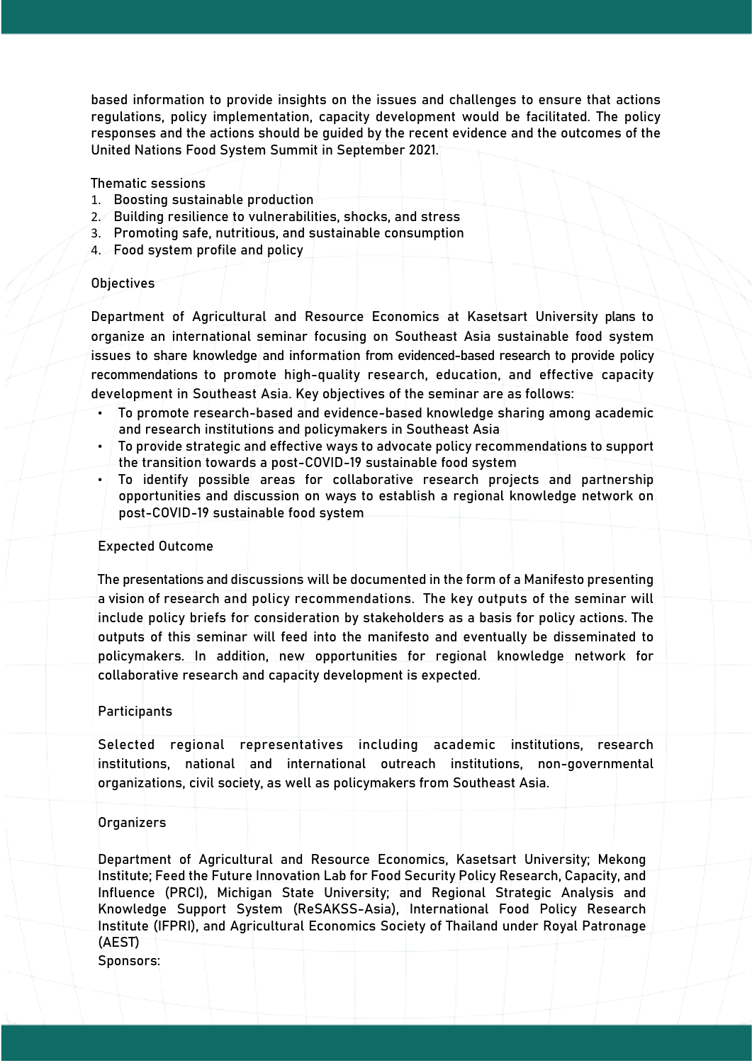based information to provide insights on the issues and challenges to ensure that actions regulations, policy implementation, capacity development would be facilitated. The policy responses and the actions should be guided by the recent evidence and the outcomes of the United Nations Food System Summit in September 2021.

## Thematic sessions

1. Boosting sustainable production
2. Building resilience to vulnerabilities, shocks, and stress
3. Promoting safe, nutritious, and sustainable consumption
4. Food system profile and policy

## Objectives

Department of Agricultural and Resource Economics at Kasetsart University plans to organize an international seminar focusing on Southeast Asia sustainable food system issues to share knowledge and information from evidenced-based research to provide policy recommendations to promote high-quality research, education, and effective capacity development in Southeast Asia. Key objectives of the seminar are as follows:

- To promote research-based and evidence-based knowledge sharing among academic and research institutions and policymakers in Southeast Asia
- To provide strategic and effective ways to advocate policy recommendations to support the transition towards a post-COVID-19 sustainable food system
- To identify possible areas for collaborative research projects and partnership opportunities and discussion on ways to establish a regional knowledge network on post-COVID-19 sustainable food system

## Expected Outcome

The presentations and discussions will be documented in the form of a Manifesto presenting a vision of research and policy recommendations. The key outputs of the seminar will include policy briefs for consideration by stakeholders as a basis for policy actions. The outputs of this seminar will feed into the manifesto and eventually be disseminated to policymakers. In addition, new opportunities for regional knowledge network for collaborative research and capacity development is expected.

## Participants

Selected regional representatives including academic institutions, research institutions, national and international outreach institutions, non-governmental organizations, civil society, as well as policymakers from Southeast Asia.

## Organizers

Department of Agricultural and Resource Economics, Kasetsart University; Mekong Institute; Feed the Future Innovation Lab for Food Security Policy Research, Capacity, and Influence (PRCI), Michigan State University; and Regional Strategic Analysis and Knowledge Support System (ReSAKSS-Asia), International Food Policy Research Institute (IFPRI), and Agricultural Economics Society of Thailand under Royal Patronage (AEST)

Sponsors: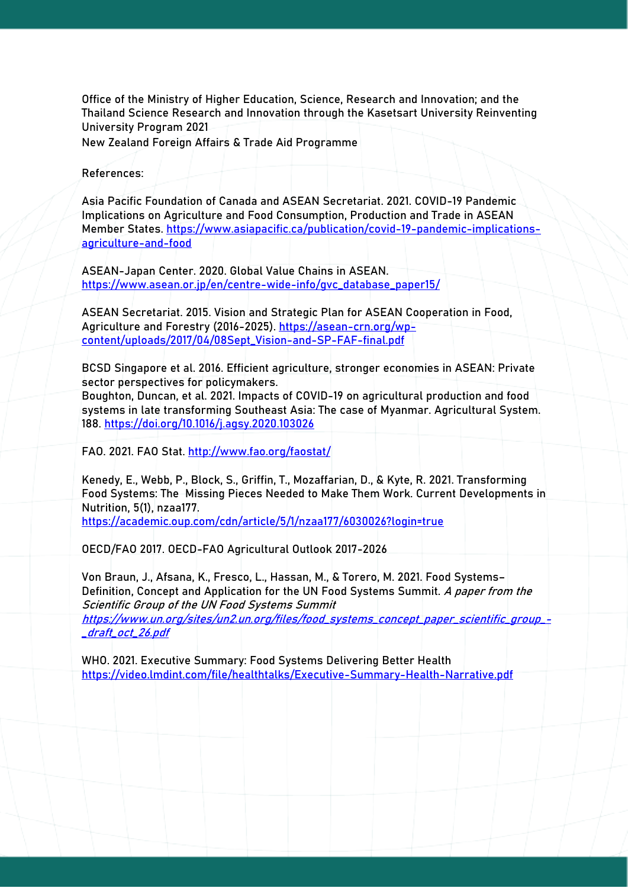Office of the Ministry of Higher Education, Science, Research and Innovation; and the Thailand Science Research and Innovation through the Kasetsart University Reinventing University Program 2021
New Zealand Foreign Affairs & Trade Aid Programme

References:

Asia Pacific Foundation of Canada and ASEAN Secretariat. 2021. COVID-19 Pandemic Implications on Agriculture and Food Consumption, Production and Trade in ASEAN Member States. https://www.asiapacific.ca/publication/covid-19-pandemic-implications-agriculture-and-food

ASEAN-Japan Center. 2020. Global Value Chains in ASEAN. https://www.asean.or.jp/en/centre-wide-info/gvc_database_paper15/

ASEAN Secretariat. 2015. Vision and Strategic Plan for ASEAN Cooperation in Food, Agriculture and Forestry (2016-2025). https://asean-crn.org/wp-content/uploads/2017/04/08Sept_Vision-and-SP-FAF-final.pdf

BCSD Singapore et al. 2016. Efficient agriculture, stronger economies in ASEAN: Private sector perspectives for policymakers.
Boughton, Duncan, et al. 2021. Impacts of COVID-19 on agricultural production and food systems in late transforming Southeast Asia: The case of Myanmar. Agricultural System. 188. https://doi.org/10.1016/j.agsy.2020.103026

FAO. 2021. FAO Stat. http://www.fao.org/faostat/

Kenedy, E., Webb, P., Block, S., Griffin, T., Mozaffarian, D., & Kyte, R. 2021. Transforming Food Systems: The Missing Pieces Needed to Make Them Work. Current Developments in Nutrition, 5(1), nzaa177.
https://academic.oup.com/cdn/article/5/1/nzaa177/6030026?login=true

OECD/FAO 2017. OECD-FAO Agricultural Outlook 2017-2026

Von Braun, J., Afsana, K., Fresco, L., Hassan, M., & Torero, M. 2021. Food Systems–Definition, Concept and Application for the UN Food Systems Summit. *A paper from the Scientific Group of the UN Food Systems Summit*
*https://www.un.org/sites/un2.un.org/files/food_systems_concept_paper_scientific_group_-_draft_oct_26.pdf*

WHO. 2021. Executive Summary: Food Systems Delivering Better Health
https://video.lmdint.com/file/healthtalks/Executive-Summary-Health-Narrative.pdf